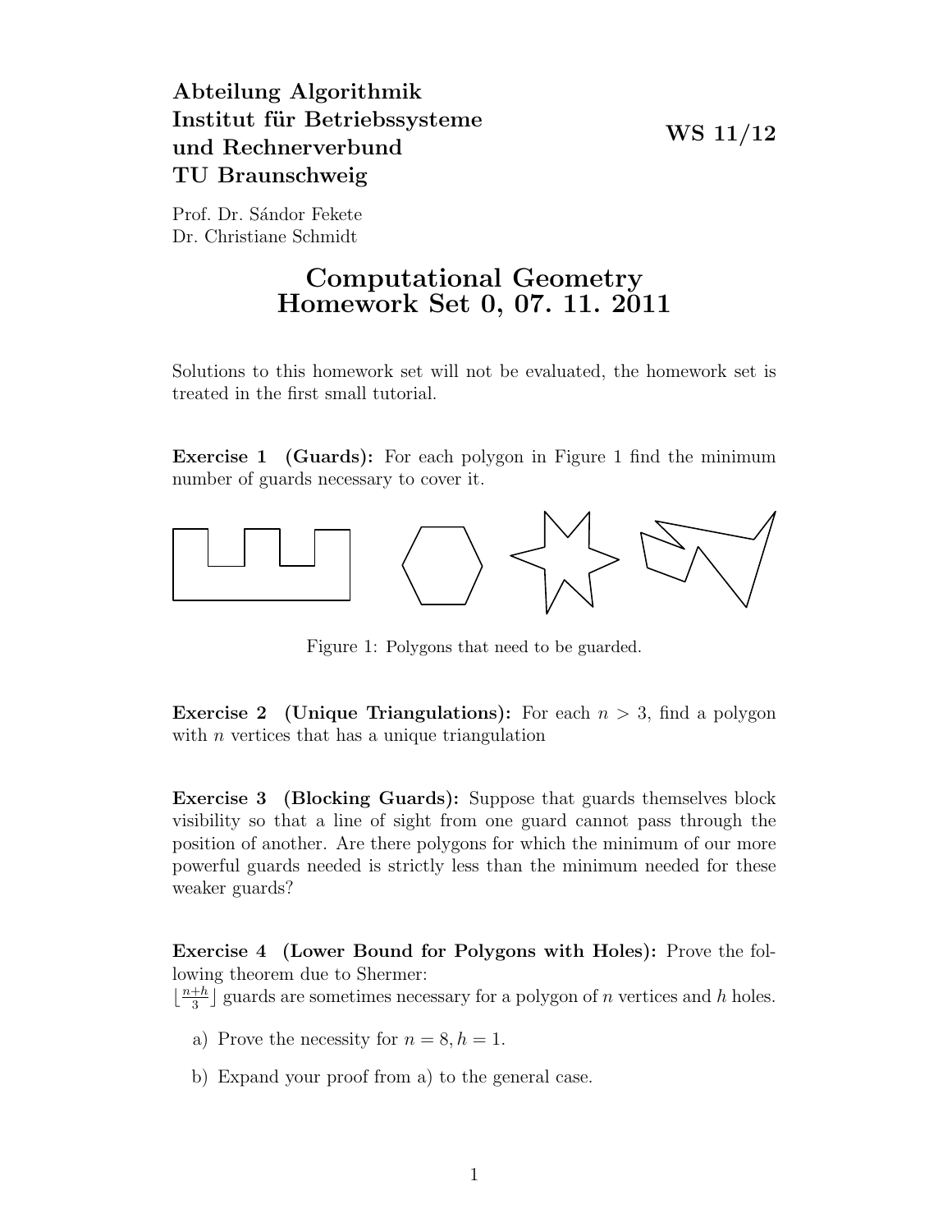**Abteilung Algorithmik**
**Institut für Betriebssysteme und Rechnerverbund**
**TU Braunschweig**

**WS 11/12**

Prof. Dr. Sándor Fekete
Dr. Christiane Schmidt

# Computational Geometry
# Homework Set 0, 07. 11. 2011

Solutions to this homework set will not be evaluated, the homework set is treated in the first small tutorial.

**Exercise 1 (Guards):** For each polygon in Figure 1 find the minimum number of guards necessary to cover it.

Figure 1: Polygons that need to be guarded.

**Exercise 2 (Unique Triangulations):** For each $n > 3$, find a polygon with $n$ vertices that has a unique triangulation

**Exercise 3 (Blocking Guards):** Suppose that guards themselves block visibility so that a line of sight from one guard cannot pass through the position of another. Are there polygons for which the minimum of our more powerful guards needed is strictly less than the minimum needed for these weaker guards?

**Exercise 4 (Lower Bound for Polygons with Holes):** Prove the following theorem due to Shermer:
$\lfloor \frac{n+h}{3} \rfloor$ guards are sometimes necessary for a polygon of $n$ vertices and $h$ holes.

a) Prove the necessity for $n = 8, h = 1$.

b) Expand your proof from a) to the general case.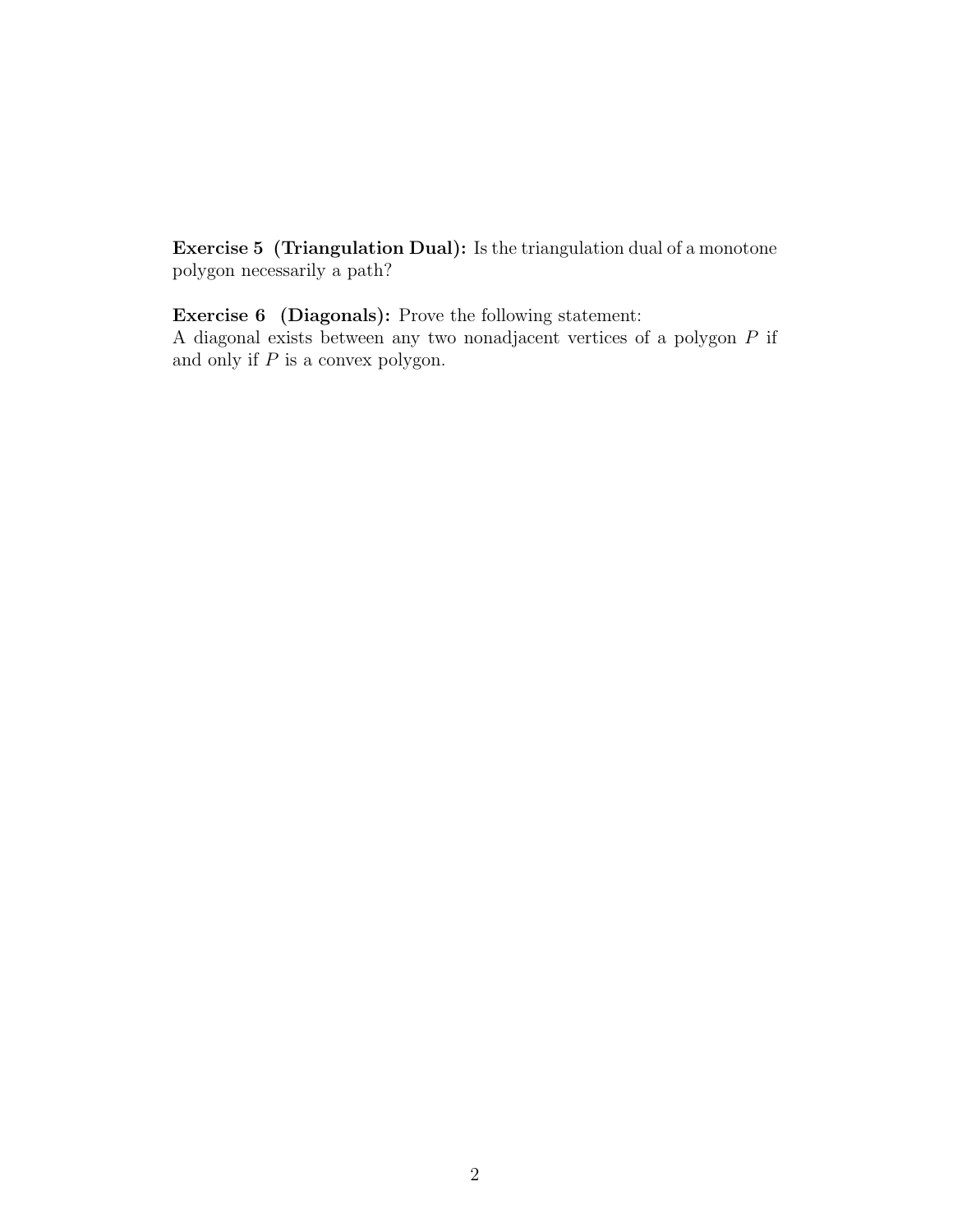**Exercise 5 (Triangulation Dual):** Is the triangulation dual of a monotone polygon necessarily a path?

**Exercise 6 (Diagonals):** Prove the following statement:
A diagonal exists between any two nonadjacent vertices of a polygon $P$ if and only if $P$ is a convex polygon.